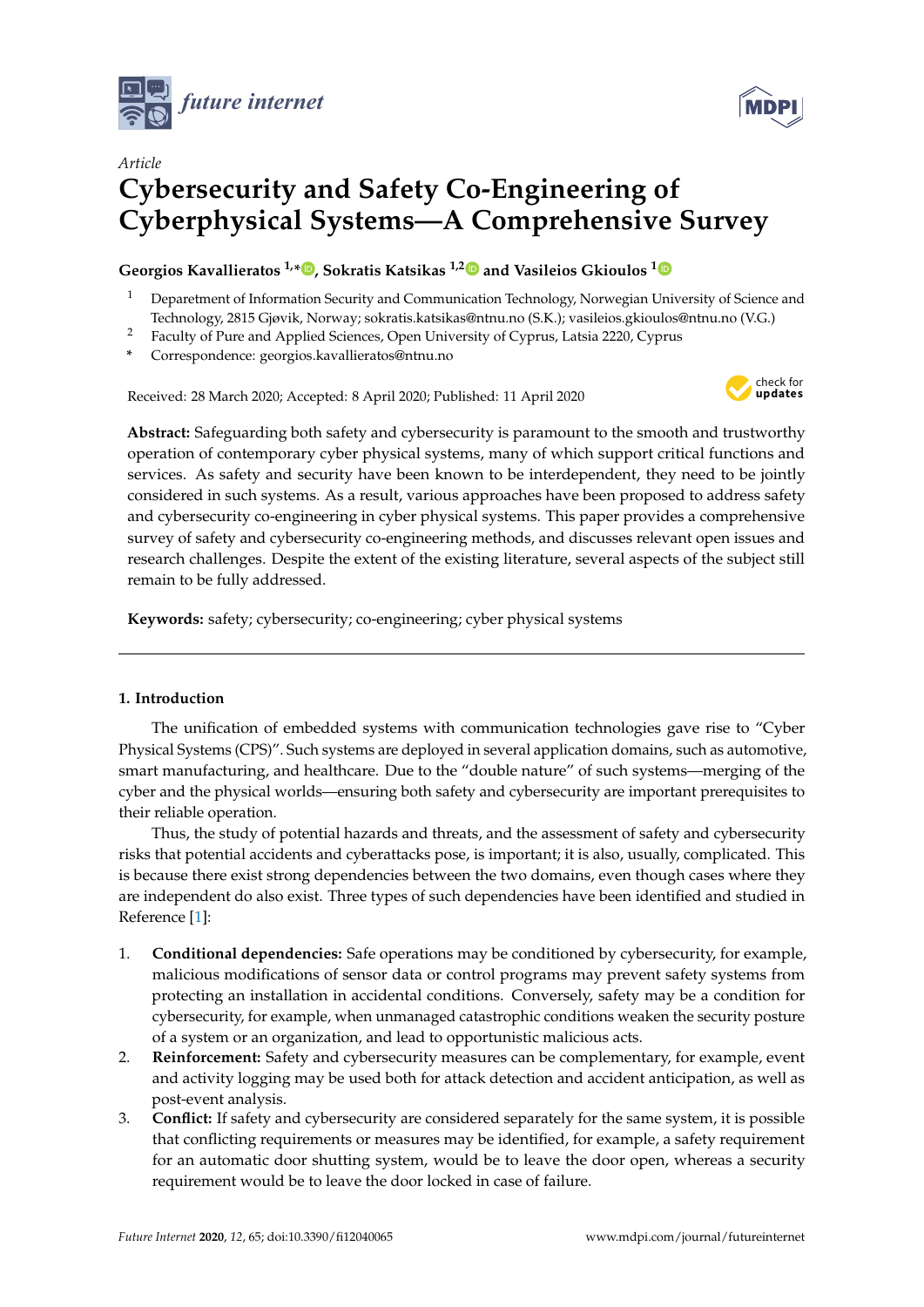*Article*

# Cybersecurity and Safety Co-Engineering of Cyberphysical Systems—A Comprehensive Survey

**Georgios Kavallieratos [1,*], Sokratis Katsikas [1,2] and Vasileios Gkioulos [1]**

[1] Deparetment of Information Security and Communication Technology, Norwegian University of Science and Technology, 2815 Gjøvik, Norway; sokratis.katsikas@ntnu.no (S.K.); vasileios.gkioulos@ntnu.no (V.G.)

[2] Faculty of Pure and Applied Sciences, Open University of Cyprus, Latsia 2220, Cyprus

[*] Correspondence: georgios.kavallieratos@ntnu.no

Received: 28 March 2020; Accepted: 8 April 2020; Published: 11 April 2020

**Abstract:** Safeguarding both safety and cybersecurity is paramount to the smooth and trustworthy operation of contemporary cyber physical systems, many of which support critical functions and services. As safety and security have been known to be interdependent, they need to be jointly considered in such systems. As a result, various approaches have been proposed to address safety and cybersecurity co-engineering in cyber physical systems. This paper provides a comprehensive survey of safety and cybersecurity co-engineering methods, and discusses relevant open issues and research challenges. Despite the extent of the existing literature, several aspects of the subject still remain to be fully addressed.

**Keywords:** safety; cybersecurity; co-engineering; cyber physical systems

## 1. Introduction

The unification of embedded systems with communication technologies gave rise to "Cyber Physical Systems (CPS)". Such systems are deployed in several application domains, such as automotive, smart manufacturing, and healthcare. Due to the "double nature" of such systems—merging of the cyber and the physical worlds—ensuring both safety and cybersecurity are important prerequisites to their reliable operation.

Thus, the study of potential hazards and threats, and the assessment of safety and cybersecurity risks that potential accidents and cyberattacks pose, is important; it is also, usually, complicated. This is because there exist strong dependencies between the two domains, even though cases where they are independent do also exist. Three types of such dependencies have been identified and studied in Reference [1]:

1. **Conditional dependencies:** Safe operations may be conditioned by cybersecurity, for example, malicious modifications of sensor data or control programs may prevent safety systems from protecting an installation in accidental conditions. Conversely, safety may be a condition for cybersecurity, for example, when unmanaged catastrophic conditions weaken the security posture of a system or an organization, and lead to opportunistic malicious acts.
2. **Reinforcement:** Safety and cybersecurity measures can be complementary, for example, event and activity logging may be used both for attack detection and accident anticipation, as well as post-event analysis.
3. **Conflict:** If safety and cybersecurity are considered separately for the same system, it is possible that conflicting requirements or measures may be identified, for example, a safety requirement for an automatic door shutting system, would be to leave the door open, whereas a security requirement would be to leave the door locked in case of failure.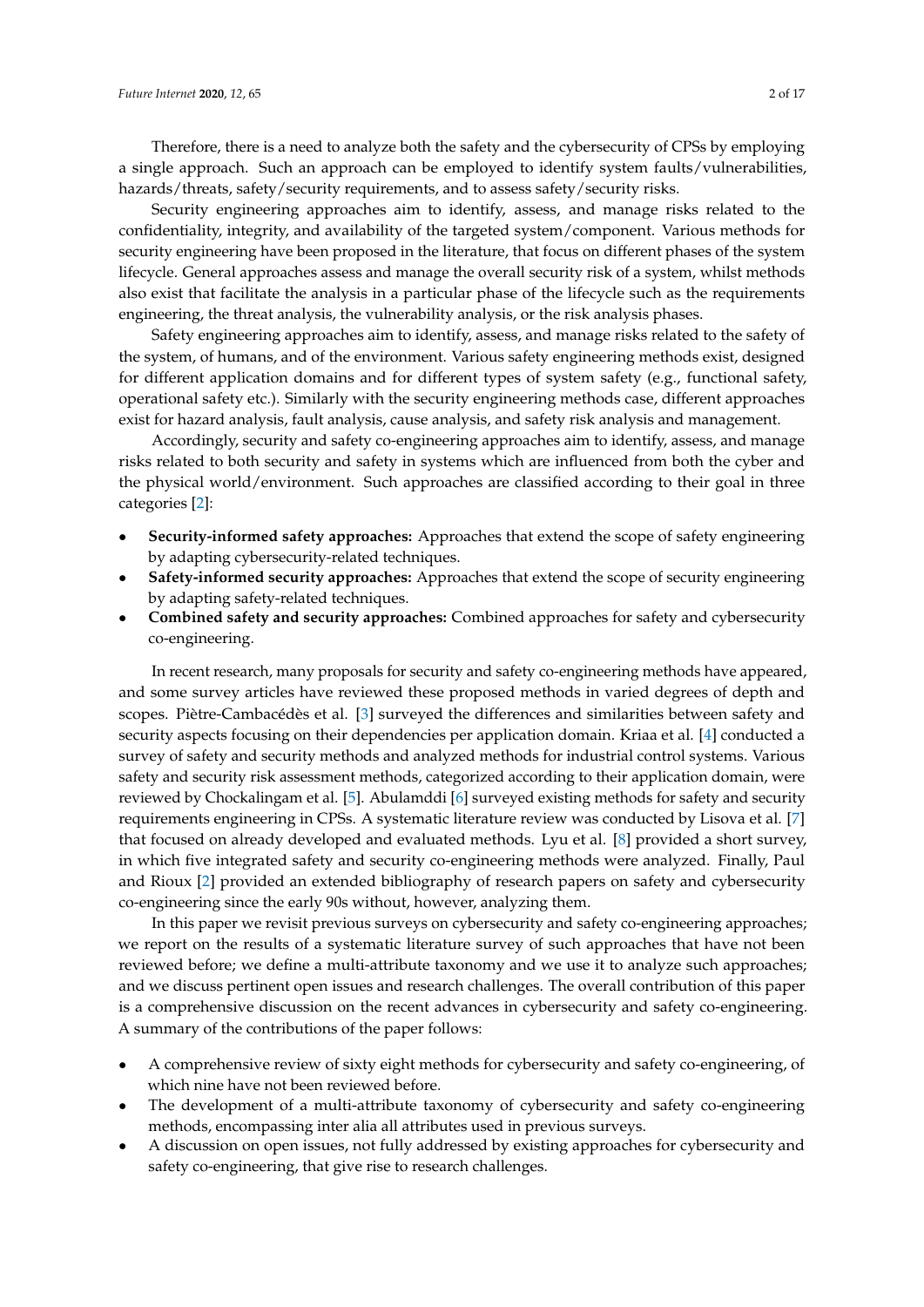Therefore, there is a need to analyze both the safety and the cybersecurity of CPSs by employing a single approach. Such an approach can be employed to identify system faults/vulnerabilities, hazards/threats, safety/security requirements, and to assess safety/security risks.

Security engineering approaches aim to identify, assess, and manage risks related to the confidentiality, integrity, and availability of the targeted system/component. Various methods for security engineering have been proposed in the literature, that focus on different phases of the system lifecycle. General approaches assess and manage the overall security risk of a system, whilst methods also exist that facilitate the analysis in a particular phase of the lifecycle such as the requirements engineering, the threat analysis, the vulnerability analysis, or the risk analysis phases.

Safety engineering approaches aim to identify, assess, and manage risks related to the safety of the system, of humans, and of the environment. Various safety engineering methods exist, designed for different application domains and for different types of system safety (e.g., functional safety, operational safety etc.). Similarly with the security engineering methods case, different approaches exist for hazard analysis, fault analysis, cause analysis, and safety risk analysis and management.

Accordingly, security and safety co-engineering approaches aim to identify, assess, and manage risks related to both security and safety in systems which are influenced from both the cyber and the physical world/environment. Such approaches are classified according to their goal in three categories [2]:

- **Security-informed safety approaches:** Approaches that extend the scope of safety engineering by adapting cybersecurity-related techniques.
- **Safety-informed security approaches:** Approaches that extend the scope of security engineering by adapting safety-related techniques.
- **Combined safety and security approaches:** Combined approaches for safety and cybersecurity co-engineering.

In recent research, many proposals for security and safety co-engineering methods have appeared, and some survey articles have reviewed these proposed methods in varied degrees of depth and scopes. Piètre-Cambacédès et al. [3] surveyed the differences and similarities between safety and security aspects focusing on their dependencies per application domain. Kriaa et al. [4] conducted a survey of safety and security methods and analyzed methods for industrial control systems. Various safety and security risk assessment methods, categorized according to their application domain, were reviewed by Chockalingam et al. [5]. Abulamddi [6] surveyed existing methods for safety and security requirements engineering in CPSs. A systematic literature review was conducted by Lisova et al. [7] that focused on already developed and evaluated methods. Lyu et al. [8] provided a short survey, in which five integrated safety and security co-engineering methods were analyzed. Finally, Paul and Rioux [2] provided an extended bibliography of research papers on safety and cybersecurity co-engineering since the early 90s without, however, analyzing them.

In this paper we revisit previous surveys on cybersecurity and safety co-engineering approaches; we report on the results of a systematic literature survey of such approaches that have not been reviewed before; we define a multi-attribute taxonomy and we use it to analyze such approaches; and we discuss pertinent open issues and research challenges. The overall contribution of this paper is a comprehensive discussion on the recent advances in cybersecurity and safety co-engineering. A summary of the contributions of the paper follows:

- A comprehensive review of sixty eight methods for cybersecurity and safety co-engineering, of which nine have not been reviewed before.
- The development of a multi-attribute taxonomy of cybersecurity and safety co-engineering methods, encompassing inter alia all attributes used in previous surveys.
- A discussion on open issues, not fully addressed by existing approaches for cybersecurity and safety co-engineering, that give rise to research challenges.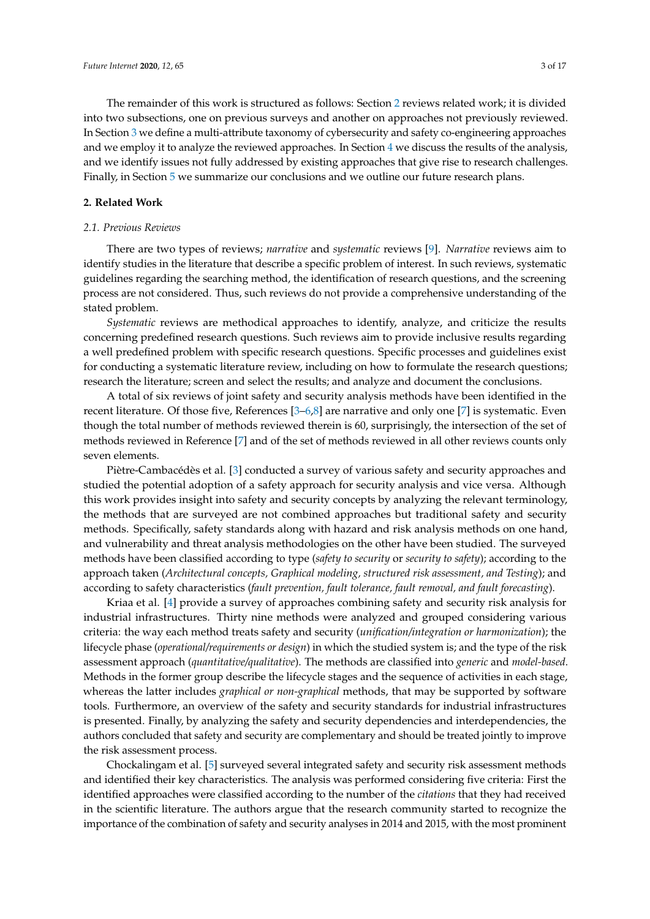The remainder of this work is structured as follows: Section 2 reviews related work; it is divided into two subsections, one on previous surveys and another on approaches not previously reviewed. In Section 3 we define a multi-attribute taxonomy of cybersecurity and safety co-engineering approaches and we employ it to analyze the reviewed approaches. In Section 4 we discuss the results of the analysis, and we identify issues not fully addressed by existing approaches that give rise to research challenges. Finally, in Section 5 we summarize our conclusions and we outline our future research plans.

## 2. Related Work

### 2.1. Previous Reviews

There are two types of reviews; *narrative* and *systematic* reviews [9]. *Narrative* reviews aim to identify studies in the literature that describe a specific problem of interest. In such reviews, systematic guidelines regarding the searching method, the identification of research questions, and the screening process are not considered. Thus, such reviews do not provide a comprehensive understanding of the stated problem.

*Systematic* reviews are methodical approaches to identify, analyze, and criticize the results concerning predefined research questions. Such reviews aim to provide inclusive results regarding a well predefined problem with specific research questions. Specific processes and guidelines exist for conducting a systematic literature review, including on how to formulate the research questions; research the literature; screen and select the results; and analyze and document the conclusions.

A total of six reviews of joint safety and security analysis methods have been identified in the recent literature. Of those five, References [3–6,8] are narrative and only one [7] is systematic. Even though the total number of methods reviewed therein is 60, surprisingly, the intersection of the set of methods reviewed in Reference [7] and of the set of methods reviewed in all other reviews counts only seven elements.

Piètre-Cambacédès et al. [3] conducted a survey of various safety and security approaches and studied the potential adoption of a safety approach for security analysis and vice versa. Although this work provides insight into safety and security concepts by analyzing the relevant terminology, the methods that are surveyed are not combined approaches but traditional safety and security methods. Specifically, safety standards along with hazard and risk analysis methods on one hand, and vulnerability and threat analysis methodologies on the other have been studied. The surveyed methods have been classified according to type (*safety to security* or *security to safety*); according to the approach taken (*Architectural concepts, Graphical modeling, structured risk assessment, and Testing*); and according to safety characteristics (*fault prevention, fault tolerance, fault removal, and fault forecasting*).

Kriaa et al. [4] provide a survey of approaches combining safety and security risk analysis for industrial infrastructures. Thirty nine methods were analyzed and grouped considering various criteria: the way each method treats safety and security (*unification/integration or harmonization*); the lifecycle phase (*operational/requirements or design*) in which the studied system is; and the type of the risk assessment approach (*quantitative/qualitative*). The methods are classified into *generic* and *model-based*. Methods in the former group describe the lifecycle stages and the sequence of activities in each stage, whereas the latter includes *graphical or non-graphical* methods, that may be supported by software tools. Furthermore, an overview of the safety and security standards for industrial infrastructures is presented. Finally, by analyzing the safety and security dependencies and interdependencies, the authors concluded that safety and security are complementary and should be treated jointly to improve the risk assessment process.

Chockalingam et al. [5] surveyed several integrated safety and security risk assessment methods and identified their key characteristics. The analysis was performed considering five criteria: First the identified approaches were classified according to the number of the *citations* that they had received in the scientific literature. The authors argue that the research community started to recognize the importance of the combination of safety and security analyses in 2014 and 2015, with the most prominent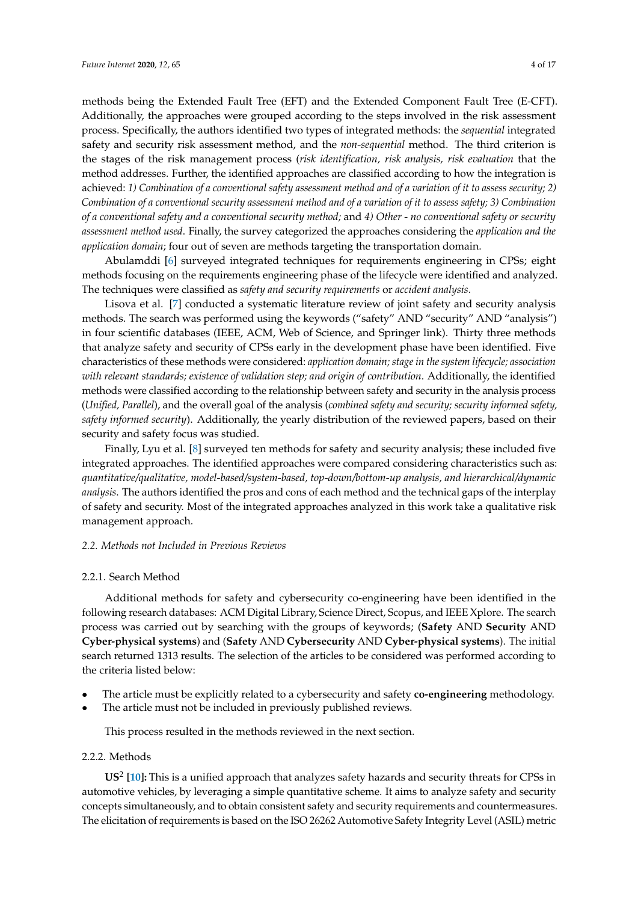methods being the Extended Fault Tree (EFT) and the Extended Component Fault Tree (E-CFT). Additionally, the approaches were grouped according to the steps involved in the risk assessment process. Specifically, the authors identified two types of integrated methods: the *sequential* integrated safety and security risk assessment method, and the *non-sequential* method. The third criterion is the stages of the risk management process (*risk identification, risk analysis, risk evaluation* that the method addresses. Further, the identified approaches are classified according to how the integration is achieved: *1) Combination of a conventional safety assessment method and of a variation of it to assess security; 2) Combination of a conventional security assessment method and of a variation of it to assess safety; 3) Combination of a conventional safety and a conventional security method;* and *4) Other - no conventional safety or security assessment method used*. Finally, the survey categorized the approaches considering the *application and the application domain*; four out of seven are methods targeting the transportation domain.

Abulamddi [6] surveyed integrated techniques for requirements engineering in CPSs; eight methods focusing on the requirements engineering phase of the lifecycle were identified and analyzed. The techniques were classified as *safety and security requirements* or *accident analysis*.

Lisova et al. [7] conducted a systematic literature review of joint safety and security analysis methods. The search was performed using the keywords ("safety" AND "security" AND "analysis") in four scientific databases (IEEE, ACM, Web of Science, and Springer link). Thirty three methods that analyze safety and security of CPSs early in the development phase have been identified. Five characteristics of these methods were considered: *application domain; stage in the system lifecycle; association with relevant standards; existence of validation step; and origin of contribution*. Additionally, the identified methods were classified according to the relationship between safety and security in the analysis process (*Unified, Parallel*), and the overall goal of the analysis (*combined safety and security; security informed safety, safety informed security*). Additionally, the yearly distribution of the reviewed papers, based on their security and safety focus was studied.

Finally, Lyu et al. [8] surveyed ten methods for safety and security analysis; these included five integrated approaches. The identified approaches were compared considering characteristics such as: *quantitative/qualitative, model-based/system-based, top-down/bottom-up analysis, and hierarchical/dynamic analysis*. The authors identified the pros and cons of each method and the technical gaps of the interplay of safety and security. Most of the integrated approaches analyzed in this work take a qualitative risk management approach.

### *2.2. Methods not Included in Previous Reviews*

#### 2.2.1. Search Method

Additional methods for safety and cybersecurity co-engineering have been identified in the following research databases: ACM Digital Library, Science Direct, Scopus, and IEEE Xplore. The search process was carried out by searching with the groups of keywords; (**Safety** AND **Security** AND **Cyber-physical systems**) and (**Safety** AND **Cybersecurity** AND **Cyber-physical systems**). The initial search returned 1313 results. The selection of the articles to be considered was performed according to the criteria listed below:

- The article must be explicitly related to a cybersecurity and safety **co-engineering** methodology.
- The article must not be included in previously published reviews.

This process resulted in the methods reviewed in the next section.

#### 2.2.2. Methods

**US$^2$ [10]:** This is a unified approach that analyzes safety hazards and security threats for CPSs in automotive vehicles, by leveraging a simple quantitative scheme. It aims to analyze safety and security concepts simultaneously, and to obtain consistent safety and security requirements and countermeasures. The elicitation of requirements is based on the ISO 26262 Automotive Safety Integrity Level (ASIL) metric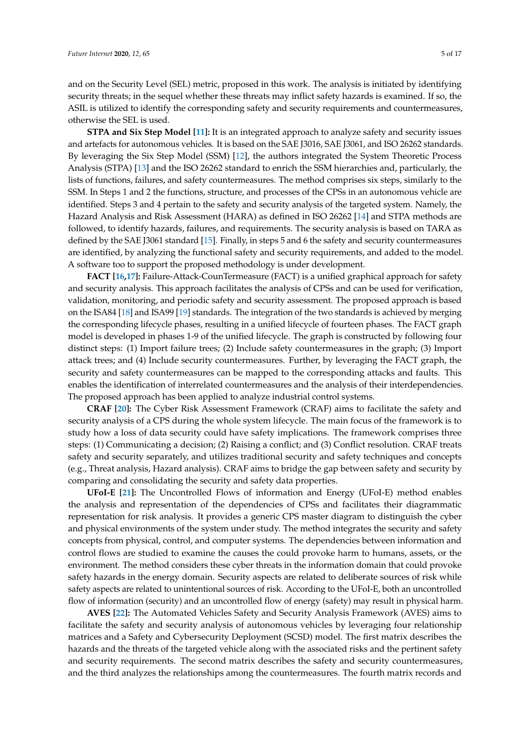and on the Security Level (SEL) metric, proposed in this work. The analysis is initiated by identifying security threats; in the sequel whether these threats may inflict safety hazards is examined. If so, the ASIL is utilized to identify the corresponding safety and security requirements and countermeasures, otherwise the SEL is used.

**STPA and Six Step Model [11]:** It is an integrated approach to analyze safety and security issues and artefacts for autonomous vehicles. It is based on the SAE J3016, SAE J3061, and ISO 26262 standards. By leveraging the Six Step Model (SSM) [12], the authors integrated the System Theoretic Process Analysis (STPA) [13] and the ISO 26262 standard to enrich the SSM hierarchies and, particularly, the lists of functions, failures, and safety countermeasures. The method comprises six steps, similarly to the SSM. In Steps 1 and 2 the functions, structure, and processes of the CPSs in an autonomous vehicle are identified. Steps 3 and 4 pertain to the safety and security analysis of the targeted system. Namely, the Hazard Analysis and Risk Assessment (HARA) as defined in ISO 26262 [14] and STPA methods are followed, to identify hazards, failures, and requirements. The security analysis is based on TARA as defined by the SAE J3061 standard [15]. Finally, in steps 5 and 6 the safety and security countermeasures are identified, by analyzing the functional safety and security requirements, and added to the model. A software too to support the proposed methodology is under development.

**FACT [16,17]:** Failure-Attack-CounTermeasure (FACT) is a unified graphical approach for safety and security analysis. This approach facilitates the analysis of CPSs and can be used for verification, validation, monitoring, and periodic safety and security assessment. The proposed approach is based on the ISA84 [18] and ISA99 [19] standards. The integration of the two standards is achieved by merging the corresponding lifecycle phases, resulting in a unified lifecycle of fourteen phases. The FACT graph model is developed in phases 1-9 of the unified lifecycle. The graph is constructed by following four distinct steps: (1) Import failure trees; (2) Include safety countermeasures in the graph; (3) Import attack trees; and (4) Include security countermeasures. Further, by leveraging the FACT graph, the security and safety countermeasures can be mapped to the corresponding attacks and faults. This enables the identification of interrelated countermeasures and the analysis of their interdependencies. The proposed approach has been applied to analyze industrial control systems.

**CRAF [20]:** The Cyber Risk Assessment Framework (CRAF) aims to facilitate the safety and security analysis of a CPS during the whole system lifecycle. The main focus of the framework is to study how a loss of data security could have safety implications. The framework comprises three steps: (1) Communicating a decision; (2) Raising a conflict; and (3) Conflict resolution. CRAF treats safety and security separately, and utilizes traditional security and safety techniques and concepts (e.g., Threat analysis, Hazard analysis). CRAF aims to bridge the gap between safety and security by comparing and consolidating the security and safety data properties.

**UFoI-E [21]:** The Uncontrolled Flows of information and Energy (UFoI-E) method enables the analysis and representation of the dependencies of CPSs and facilitates their diagrammatic representation for risk analysis. It provides a generic CPS master diagram to distinguish the cyber and physical environments of the system under study. The method integrates the security and safety concepts from physical, control, and computer systems. The dependencies between information and control flows are studied to examine the causes the could provoke harm to humans, assets, or the environment. The method considers these cyber threats in the information domain that could provoke safety hazards in the energy domain. Security aspects are related to deliberate sources of risk while safety aspects are related to unintentional sources of risk. According to the UFoI-E, both an uncontrolled flow of information (security) and an uncontrolled flow of energy (safety) may result in physical harm.

**AVES [22]:** The Automated Vehicles Safety and Security Analysis Framework (AVES) aims to facilitate the safety and security analysis of autonomous vehicles by leveraging four relationship matrices and a Safety and Cybersecurity Deployment (SCSD) model. The first matrix describes the hazards and the threats of the targeted vehicle along with the associated risks and the pertinent safety and security requirements. The second matrix describes the safety and security countermeasures, and the third analyzes the relationships among the countermeasures. The fourth matrix records and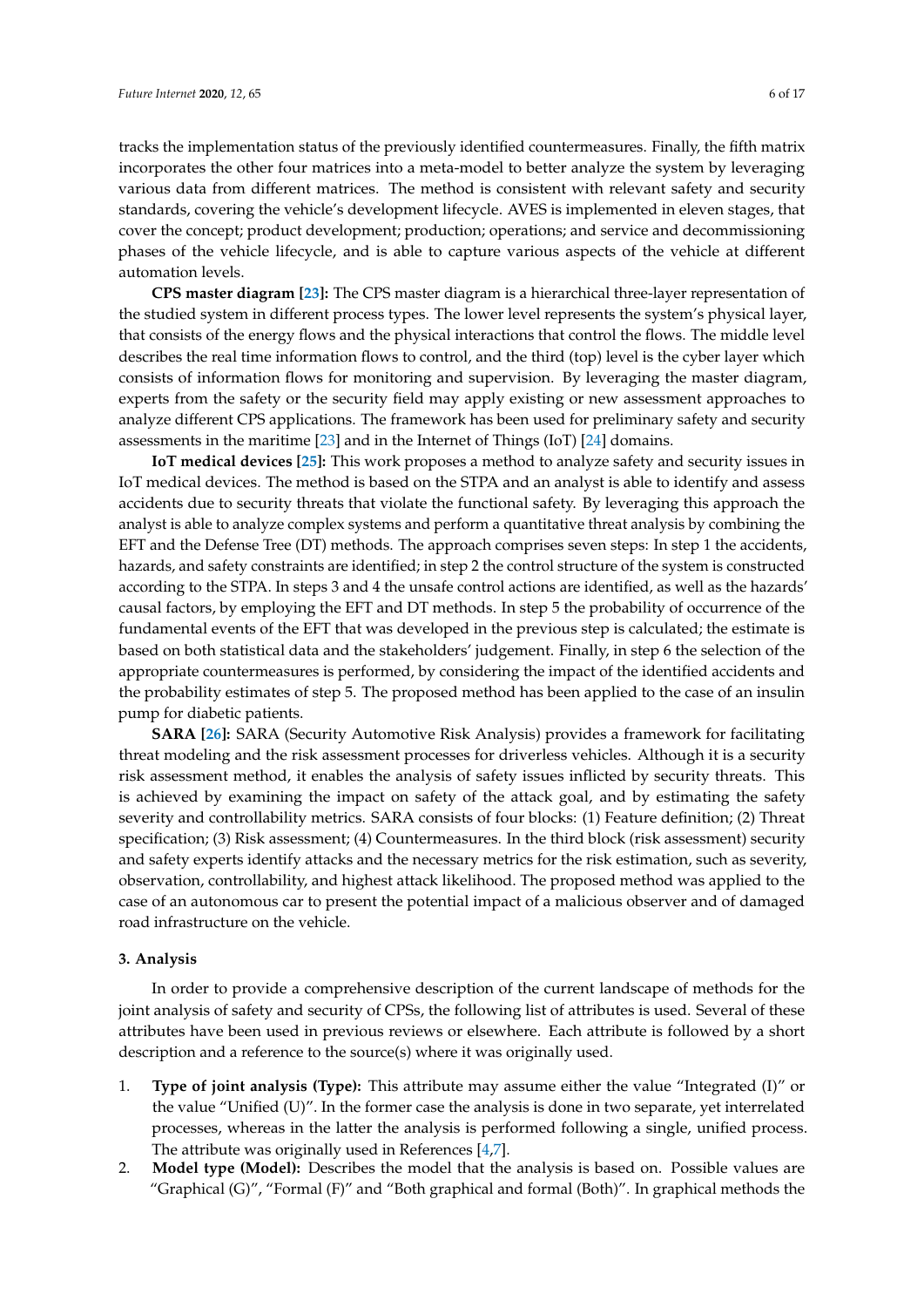tracks the implementation status of the previously identified countermeasures. Finally, the fifth matrix incorporates the other four matrices into a meta-model to better analyze the system by leveraging various data from different matrices. The method is consistent with relevant safety and security standards, covering the vehicle's development lifecycle. AVES is implemented in eleven stages, that cover the concept; product development; production; operations; and service and decommissioning phases of the vehicle lifecycle, and is able to capture various aspects of the vehicle at different automation levels.

**CPS master diagram [23]:** The CPS master diagram is a hierarchical three-layer representation of the studied system in different process types. The lower level represents the system's physical layer, that consists of the energy flows and the physical interactions that control the flows. The middle level describes the real time information flows to control, and the third (top) level is the cyber layer which consists of information flows for monitoring and supervision. By leveraging the master diagram, experts from the safety or the security field may apply existing or new assessment approaches to analyze different CPS applications. The framework has been used for preliminary safety and security assessments in the maritime [23] and in the Internet of Things (IoT) [24] domains.

**IoT medical devices [25]:** This work proposes a method to analyze safety and security issues in IoT medical devices. The method is based on the STPA and an analyst is able to identify and assess accidents due to security threats that violate the functional safety. By leveraging this approach the analyst is able to analyze complex systems and perform a quantitative threat analysis by combining the EFT and the Defense Tree (DT) methods. The approach comprises seven steps: In step 1 the accidents, hazards, and safety constraints are identified; in step 2 the control structure of the system is constructed according to the STPA. In steps 3 and 4 the unsafe control actions are identified, as well as the hazards' causal factors, by employing the EFT and DT methods. In step 5 the probability of occurrence of the fundamental events of the EFT that was developed in the previous step is calculated; the estimate is based on both statistical data and the stakeholders' judgement. Finally, in step 6 the selection of the appropriate countermeasures is performed, by considering the impact of the identified accidents and the probability estimates of step 5. The proposed method has been applied to the case of an insulin pump for diabetic patients.

**SARA [26]:** SARA (Security Automotive Risk Analysis) provides a framework for facilitating threat modeling and the risk assessment processes for driverless vehicles. Although it is a security risk assessment method, it enables the analysis of safety issues inflicted by security threats. This is achieved by examining the impact on safety of the attack goal, and by estimating the safety severity and controllability metrics. SARA consists of four blocks: (1) Feature definition; (2) Threat specification; (3) Risk assessment; (4) Countermeasures. In the third block (risk assessment) security and safety experts identify attacks and the necessary metrics for the risk estimation, such as severity, observation, controllability, and highest attack likelihood. The proposed method was applied to the case of an autonomous car to present the potential impact of a malicious observer and of damaged road infrastructure on the vehicle.

## 3. Analysis

In order to provide a comprehensive description of the current landscape of methods for the joint analysis of safety and security of CPSs, the following list of attributes is used. Several of these attributes have been used in previous reviews or elsewhere. Each attribute is followed by a short description and a reference to the source(s) where it was originally used.

1. **Type of joint analysis (Type):** This attribute may assume either the value "Integrated (I)" or the value "Unified (U)". In the former case the analysis is done in two separate, yet interrelated processes, whereas in the latter the analysis is performed following a single, unified process. The attribute was originally used in References [4,7].
2. **Model type (Model):** Describes the model that the analysis is based on. Possible values are "Graphical (G)", "Formal (F)" and "Both graphical and formal (Both)". In graphical methods the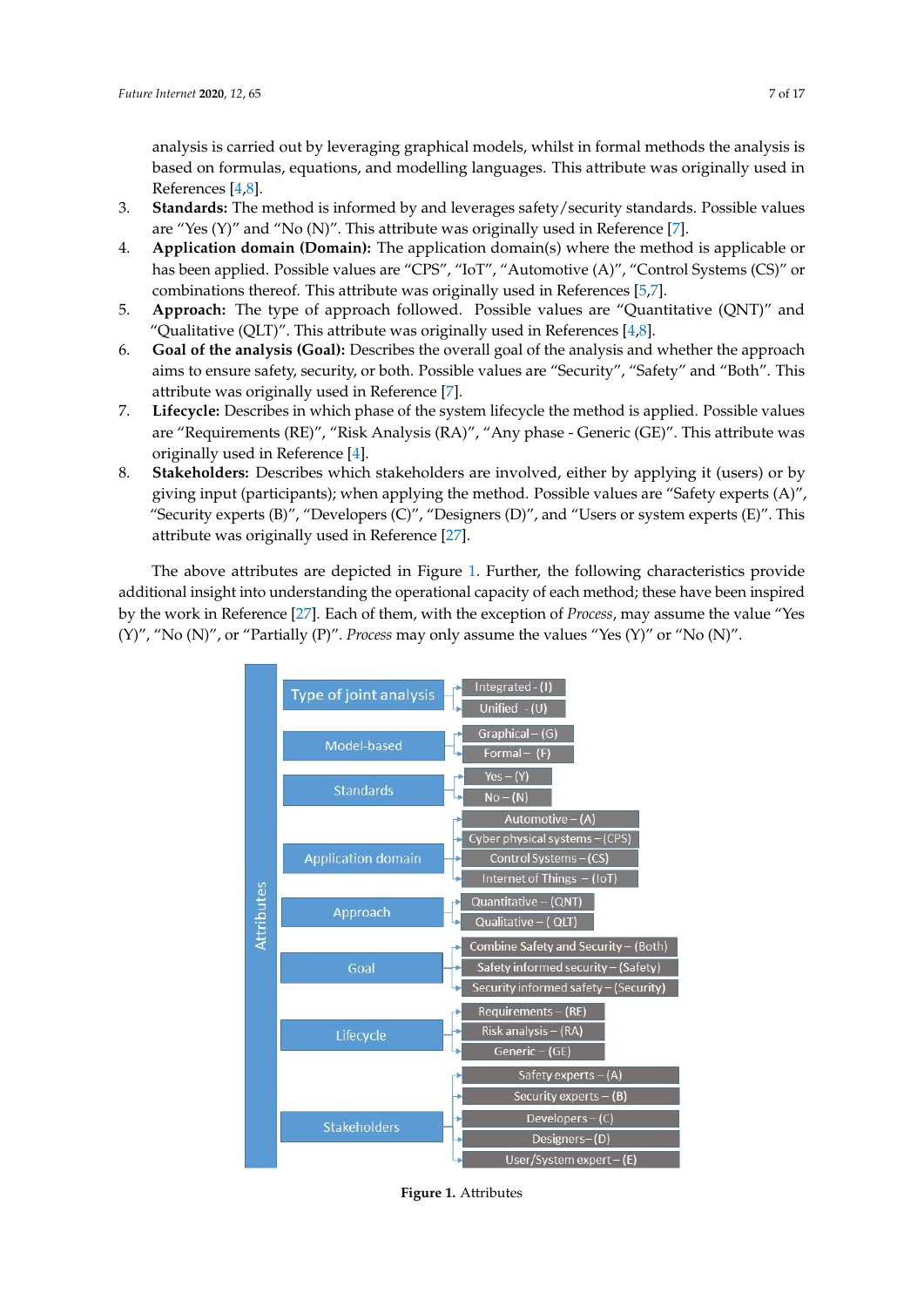analysis is carried out by leveraging graphical models, whilst in formal methods the analysis is based on formulas, equations, and modelling languages. This attribute was originally used in References [4,8].

3. **Standards:** The method is informed by and leverages safety/security standards. Possible values are "Yes (Y)" and "No (N)". This attribute was originally used in Reference [7].
4. **Application domain (Domain):** The application domain(s) where the method is applicable or has been applied. Possible values are "CPS", "IoT", "Automotive (A)", "Control Systems (CS)" or combinations thereof. This attribute was originally used in References [5,7].
5. **Approach:** The type of approach followed. Possible values are "Quantitative (QNT)" and "Qualitative (QLT)". This attribute was originally used in References [4,8].
6. **Goal of the analysis (Goal):** Describes the overall goal of the analysis and whether the approach aims to ensure safety, security, or both. Possible values are "Security", "Safety" and "Both". This attribute was originally used in Reference [7].
7. **Lifecycle:** Describes in which phase of the system lifecycle the method is applied. Possible values are "Requirements (RE)", "Risk Analysis (RA)", "Any phase - Generic (GE)". This attribute was originally used in Reference [4].
8. **Stakeholders:** Describes which stakeholders are involved, either by applying it (users) or by giving input (participants); when applying the method. Possible values are "Safety experts (A)", "Security experts (B)", "Developers (C)", "Designers (D)", and "Users or system experts (E)". This attribute was originally used in Reference [27].

The above attributes are depicted in Figure 1. Further, the following characteristics provide additional insight into understanding the operational capacity of each method; these have been inspired by the work in Reference [27]. Each of them, with the exception of *Process*, may assume the value "Yes (Y)", "No (N)", or "Partially (P)". *Process* may only assume the values "Yes (Y)" or "No (N)".

Attributes
- Type of joint analysis
  - Integrated - (I)
  - Unified - (U)
- Model-based
  - Graphical – (G)
  - Formal – (F)
- Standards
  - Yes – (Y)
  - No – (N)
- Application domain
  - Automotive – (A)
  - Cyber physical systems – (CPS)
  - Control Systems – (CS)
  - Internet of Things – (IoT)
- Approach
  - Quantitative – (QNT)
  - Qualitative – (QLT)
- Goal
  - Combine Safety and Security – (Both)
  - Safety informed security – (Safety)
  - Security informed safety – (Security)
- Lifecycle
  - Requirements – (RE)
  - Risk analysis – (RA)
  - Generic – (GE)
- Stakeholders
  - Safety experts – (A)
  - Security experts – (B)
  - Developers – (C)
  - Designers – (D)
  - User/System expert – (E)

**Figure 1.** Attributes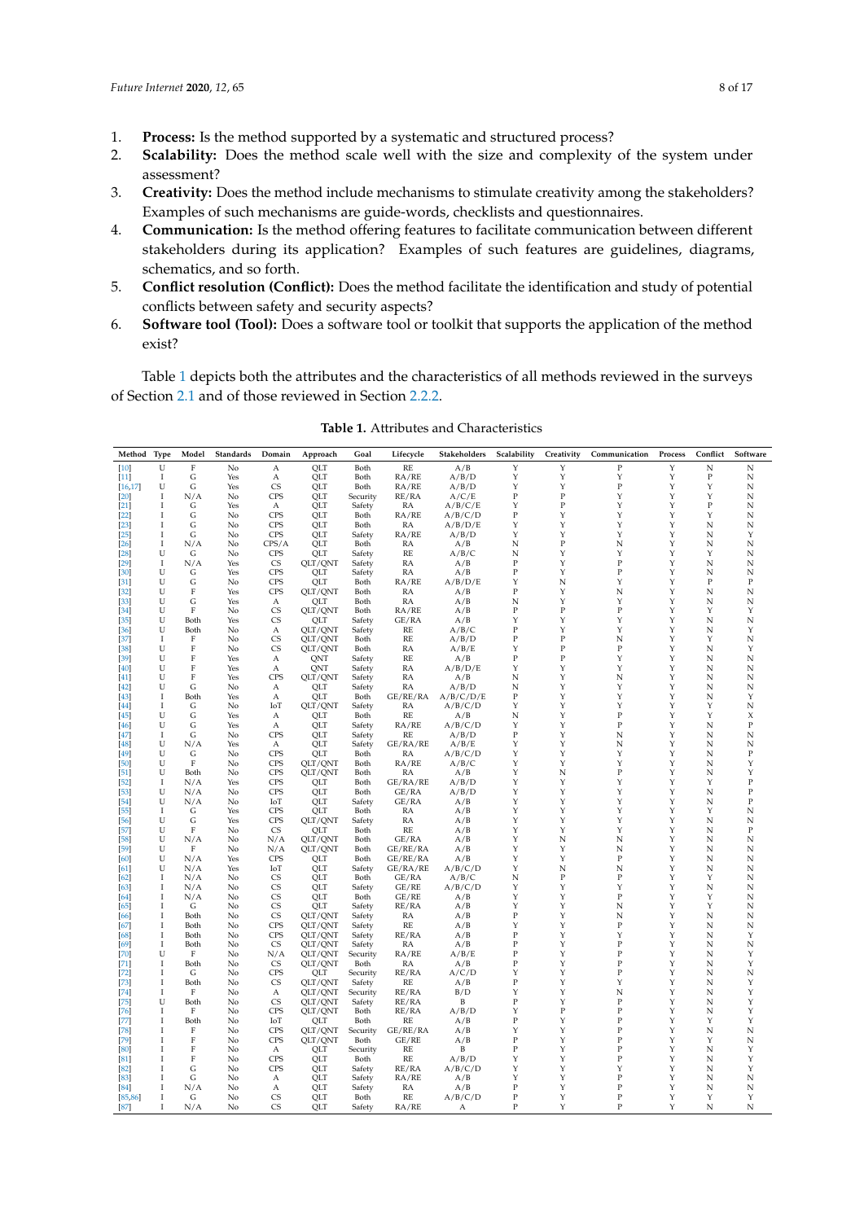1. **Process:** Is the method supported by a systematic and structured process?
2. **Scalability:** Does the method scale well with the size and complexity of the system under assessment?
3. **Creativity:** Does the method include mechanisms to stimulate creativity among the stakeholders? Examples of such mechanisms are guide-words, checklists and questionnaires.
4. **Communication:** Is the method offering features to facilitate communication between different stakeholders during its application? Examples of such features are guidelines, diagrams, schematics, and so forth.
5. **Conflict resolution (Conflict):** Does the method facilitate the identification and study of potential conflicts between safety and security aspects?
6. **Software tool (Tool):** Does a software tool or toolkit that supports the application of the method exist?

Table 1 depicts both the attributes and the characteristics of all methods reviewed in the surveys of Section 2.1 and of those reviewed in Section 2.2.2.

**Table 1.** Attributes and Characteristics

| Method | Type | Model | Standards | Domain | Approach | Goal | Lifecycle | Stakeholders | Scalability | Creativity | Communication | Process | Conflict | Software |
|---|---|---|---|---|---|---|---|---|---|---|---|---|---|---|
| [10] | U | F | No | A | QLT | Both | RE | A/B | Y | Y | P | Y | N | N |
| [11] | I | G | Yes | A | QLT | Both | RA/RE | A/B/D | Y | Y | Y | Y | P | N |
| [16,17] | U | G | Yes | CS | QLT | Both | RA/RE | A/B/D | Y | Y | P | Y | Y | N |
| [20] | I | N/A | No | CPS | QLT | Security | RE/RA | A/C/E | P | P | Y | Y | Y | N |
| [21] | I | G | Yes | A | QLT | Safety | RA | A/B/C/E | Y | P | Y | Y | P | N |
| [22] | I | G | No | CPS | QLT | Both | RA/RE | A/B/C/D | P | Y | Y | Y | Y | N |
| [23] | I | G | No | CPS | QLT | Both | RA | A/B/D/E | Y | Y | Y | Y | N | N |
| [25] | I | G | No | CPS | QLT | Safety | RA/RE | A/B/D | Y | Y | Y | Y | N | Y |
| [26] | I | N/A | No | CPS/A | QLT | Both | RA | A/B | N | P | N | Y | N | N |
| [28] | U | G | No | CPS | QLT | Safety | RE | A/B/C | N | Y | Y | Y | Y | N |
| [29] | I | N/A | Yes | CS | QLT/QNT | Safety | RA | A/B | P | Y | P | Y | N | N |
| [30] | U | G | Yes | CPS | QLT | Safety | RA | A/B | P | Y | P | Y | N | N |
| [31] | U | G | No | CPS | QLT | Both | RA/RE | A/B/D/E | Y | N | Y | Y | P | P |
| [32] | U | F | Yes | CPS | QLT/QNT | Both | RA | A/B | P | Y | N | Y | N | N |
| [33] | U | G | Yes | A | QLT | Both | RA | A/B | N | Y | Y | Y | N | N |
| [34] | U | F | No | CS | QLT/QNT | Both | RA/RE | A/B | P | P | P | Y | Y | Y |
| [35] | U | Both | Yes | CS | QLT | Safety | GE/RA | A/B | Y | Y | Y | Y | N | N |
| [36] | U | Both | No | A | QLT/QNT | Safety | RE | A/B/C | P | Y | Y | Y | N | Y |
| [37] | I | F | No | CS | QLT/QNT | Both | RE | A/B/D | P | P | N | Y | Y | N |
| [38] | U | F | No | CS | QLT/QNT | Both | RA | A/B/E | Y | P | P | Y | N | Y |
| [39] | U | F | Yes | A | QNT | Safety | RE | A/B | P | P | Y | Y | N | N |
| [40] | U | F | Yes | A | QNT | Safety | RA | A/B/D/E | Y | Y | Y | Y | N | N |
| [41] | U | F | Yes | CPS | QLT/QNT | Safety | RA | A/B | N | Y | N | Y | N | N |
| [42] | U | G | No | A | QLT | Safety | RA | A/B/D | N | Y | Y | Y | N | N |
| [43] | I | Both | Yes | A | QLT | Both | GE/RE/RA | A/B/C/D/E | P | Y | Y | Y | N | Y |
| [44] | I | G | No | IoT | QLT/QNT | Safety | RA | A/B/C/D | Y | Y | Y | Y | Y | N |
| [45] | U | G | Yes | A | QLT | Both | RE | A/B | N | Y | P | Y | Y | X |
| [46] | U | G | Yes | A | QLT | Safety | RA/RE | A/B/C/D | Y | Y | P | Y | N | P |
| [47] | I | G | No | CPS | QLT | Safety | RE | A/B/D | P | Y | N | Y | N | N |
| [48] | U | N/A | Yes | A | QLT | Safety | GE/RA/RE | A/B/E | Y | Y | N | Y | N | N |
| [49] | U | G | No | CPS | QLT | Both | RA | A/B/C/D | Y | Y | Y | Y | N | P |
| [50] | U | F | No | CPS | QLT/QNT | Both | RA/RE | A/B/C | Y | Y | Y | Y | N | Y |
| [51] | U | Both | No | CPS | QLT/QNT | Both | RA | A/B | Y | N | P | Y | N | Y |
| [52] | I | N/A | Yes | CPS | QLT | Both | GE/RA/RE | A/B/D | Y | Y | Y | Y | Y | P |
| [53] | U | N/A | No | CPS | QLT | Both | GE/RA | A/B/D | Y | Y | Y | Y | N | P |
| [54] | U | N/A | No | IoT | QLT | Safety | GE/RA | A/B | Y | Y | Y | Y | N | P |
| [55] | I | G | Yes | CPS | QLT | Both | RA | A/B | Y | Y | Y | Y | Y | N |
| [56] | U | G | Yes | CPS | QLT/QNT | Safety | RA | A/B | Y | Y | Y | Y | N | N |
| [57] | U | F | No | CS | QLT | Both | RE | A/B | Y | Y | Y | Y | N | P |
| [58] | U | N/A | No | N/A | QLT/QNT | Both | GE/RA | A/B | Y | N | N | Y | N | N |
| [59] | U | F | No | N/A | QLT/QNT | Both | GE/RE/RA | A/B | Y | Y | N | Y | N | N |
| [60] | U | N/A | Yes | CPS | QLT | Both | GE/RE/RA | A/B | Y | Y | P | Y | N | N |
| [61] | U | N/A | Yes | IoT | QLT | Safety | GE/RA/RE | A/B/C/D | Y | N | N | Y | N | N |
| [62] | I | N/A | No | CS | QLT | Both | GE/RA | A/B/C | N | P | P | Y | Y | N |
| [63] | I | N/A | No | CS | QLT | Safety | GE/RE | A/B/C/D | Y | Y | Y | Y | N | N |
| [64] | I | N/A | No | CS | QLT | Both | GE/RE | A/B | Y | Y | P | Y | Y | N |
| [65] | I | G | No | CS | QLT | Safety | RE/RA | A/B | Y | Y | N | Y | Y | N |
| [66] | I | Both | No | CS | QLT/QNT | Safety | RA | A/B | P | Y | N | Y | N | N |
| [67] | I | Both | No | CPS | QLT/QNT | Safety | RE | A/B | Y | Y | P | Y | N | N |
| [68] | I | Both | No | CPS | QLT/QNT | Safety | RE/RA | A/B | P | Y | Y | Y | N | Y |
| [69] | I | Both | No | CS | QLT/QNT | Safety | RA | A/B | P | Y | P | Y | N | N |
| [70] | U | F | No | N/A | QLT/QNT | Security | RA/RE | A/B/E | P | Y | P | Y | N | Y |
| [71] | I | Both | No | CS | QLT/QNT | Both | RA | A/B | P | Y | P | Y | N | Y |
| [72] | I | G | No | CPS | QLT | Security | RE/RA | A/C/D | Y | Y | P | Y | N | N |
| [73] | I | Both | No | CS | QLT/QNT | Safety | RE | A/B | P | Y | Y | Y | N | Y |
| [74] | I | F | No | A | QLT/QNT | Security | RE/RA | B/D | Y | Y | N | Y | N | Y |
| [75] | U | Both | No | CS | QLT/QNT | Safety | RE/RA | B | P | Y | P | Y | N | Y |
| [76] | I | F | No | CPS | QLT/QNT | Both | RE/RA | A/B/D | Y | P | P | Y | N | Y |
| [77] | I | Both | No | IoT | QLT | Both | RE | A/B | P | Y | P | Y | Y | Y |
| [78] | I | F | No | CPS | QLT/QNT | Security | GE/RE/RA | A/B | Y | Y | P | Y | N | N |
| [79] | I | F | No | CPS | QLT/QNT | Both | GE/RE | A/B | P | Y | P | Y | Y | N |
| [80] | I | F | No | A | QLT | Security | RE | A/B | P | Y | P | Y | N | Y |
| [81] | I | F | No | CPS | QLT | Both | RE | A/B/D | Y | Y | P | Y | N | Y |
| [82] | I | G | No | CPS | QLT | Safety | RE/RA | A/B/C/D | Y | Y | Y | Y | N | Y |
| [83] | I | G | No | A | QLT | Safety | RA/RE | A/B | Y | Y | P | Y | N | N |
| [84] | I | N/A | No | A | QLT | Safety | RA | A/B | P | Y | P | Y | N | N |
| [85,86] | I | G | No | CS | QLT | Both | RE | A/B/C/D | P | Y | P | Y | Y | Y |
| [87] | I | N/A | No | CS | QLT | Safety | RA/RE | A | P | Y | P | Y | N | N |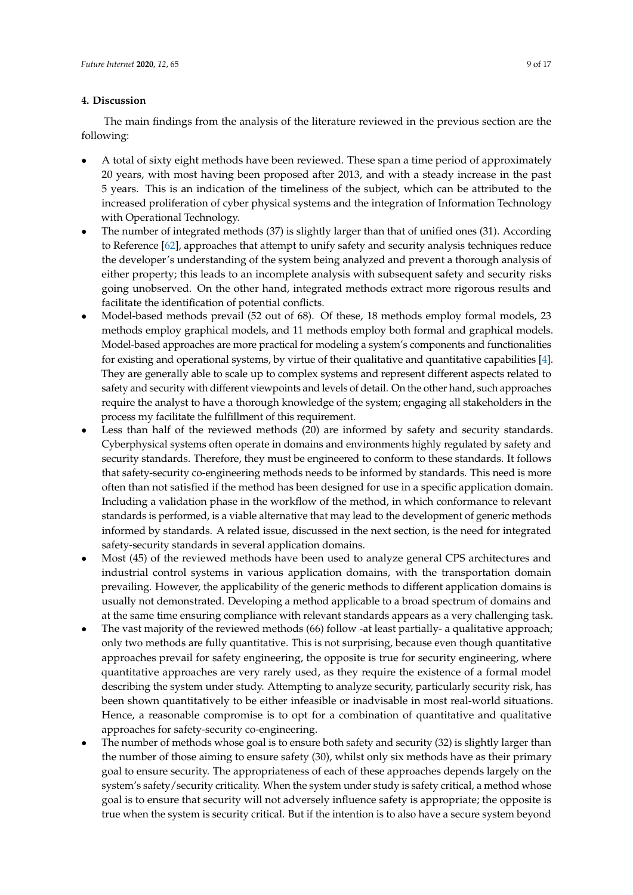## 4. Discussion

The main findings from the analysis of the literature reviewed in the previous section are the following:

- A total of sixty eight methods have been reviewed. These span a time period of approximately 20 years, with most having been proposed after 2013, and with a steady increase in the past 5 years. This is an indication of the timeliness of the subject, which can be attributed to the increased proliferation of cyber physical systems and the integration of Information Technology with Operational Technology.
- The number of integrated methods (37) is slightly larger than that of unified ones (31). According to Reference [62], approaches that attempt to unify safety and security analysis techniques reduce the developer's understanding of the system being analyzed and prevent a thorough analysis of either property; this leads to an incomplete analysis with subsequent safety and security risks going unobserved. On the other hand, integrated methods extract more rigorous results and facilitate the identification of potential conflicts.
- Model-based methods prevail (52 out of 68). Of these, 18 methods employ formal models, 23 methods employ graphical models, and 11 methods employ both formal and graphical models. Model-based approaches are more practical for modeling a system's components and functionalities for existing and operational systems, by virtue of their qualitative and quantitative capabilities [4]. They are generally able to scale up to complex systems and represent different aspects related to safety and security with different viewpoints and levels of detail. On the other hand, such approaches require the analyst to have a thorough knowledge of the system; engaging all stakeholders in the process my facilitate the fulfillment of this requirement.
- Less than half of the reviewed methods (20) are informed by safety and security standards. Cyberphysical systems often operate in domains and environments highly regulated by safety and security standards. Therefore, they must be engineered to conform to these standards. It follows that safety-security co-engineering methods needs to be informed by standards. This need is more often than not satisfied if the method has been designed for use in a specific application domain. Including a validation phase in the workflow of the method, in which conformance to relevant standards is performed, is a viable alternative that may lead to the development of generic methods informed by standards. A related issue, discussed in the next section, is the need for integrated safety-security standards in several application domains.
- Most (45) of the reviewed methods have been used to analyze general CPS architectures and industrial control systems in various application domains, with the transportation domain prevailing. However, the applicability of the generic methods to different application domains is usually not demonstrated. Developing a method applicable to a broad spectrum of domains and at the same time ensuring compliance with relevant standards appears as a very challenging task.
- The vast majority of the reviewed methods (66) follow -at least partially- a qualitative approach; only two methods are fully quantitative. This is not surprising, because even though quantitative approaches prevail for safety engineering, the opposite is true for security engineering, where quantitative approaches are very rarely used, as they require the existence of a formal model describing the system under study. Attempting to analyze security, particularly security risk, has been shown quantitatively to be either infeasible or inadvisable in most real-world situations. Hence, a reasonable compromise is to opt for a combination of quantitative and qualitative approaches for safety-security co-engineering.
- The number of methods whose goal is to ensure both safety and security (32) is slightly larger than the number of those aiming to ensure safety (30), whilst only six methods have as their primary goal to ensure security. The appropriateness of each of these approaches depends largely on the system's safety/security criticality. When the system under study is safety critical, a method whose goal is to ensure that security will not adversely influence safety is appropriate; the opposite is true when the system is security critical. But if the intention is to also have a secure system beyond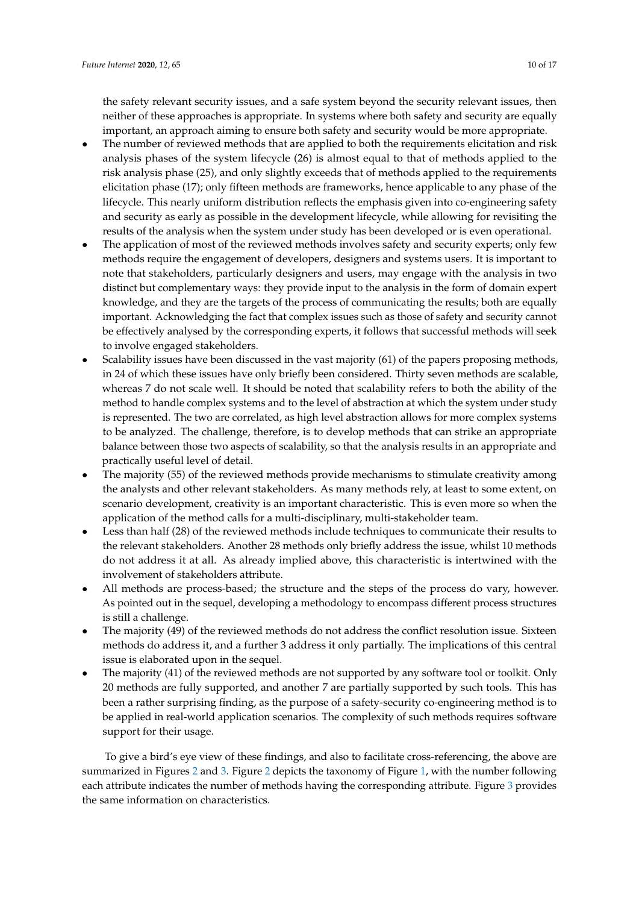the safety relevant security issues, and a safe system beyond the security relevant issues, then neither of these approaches is appropriate. In systems where both safety and security are equally important, an approach aiming to ensure both safety and security would be more appropriate.

- The number of reviewed methods that are applied to both the requirements elicitation and risk analysis phases of the system lifecycle (26) is almost equal to that of methods applied to the risk analysis phase (25), and only slightly exceeds that of methods applied to the requirements elicitation phase (17); only fifteen methods are frameworks, hence applicable to any phase of the lifecycle. This nearly uniform distribution reflects the emphasis given into co-engineering safety and security as early as possible in the development lifecycle, while allowing for revisiting the results of the analysis when the system under study has been developed or is even operational.
- The application of most of the reviewed methods involves safety and security experts; only few methods require the engagement of developers, designers and systems users. It is important to note that stakeholders, particularly designers and users, may engage with the analysis in two distinct but complementary ways: they provide input to the analysis in the form of domain expert knowledge, and they are the targets of the process of communicating the results; both are equally important. Acknowledging the fact that complex issues such as those of safety and security cannot be effectively analysed by the corresponding experts, it follows that successful methods will seek to involve engaged stakeholders.
- Scalability issues have been discussed in the vast majority (61) of the papers proposing methods, in 24 of which these issues have only briefly been considered. Thirty seven methods are scalable, whereas 7 do not scale well. It should be noted that scalability refers to both the ability of the method to handle complex systems and to the level of abstraction at which the system under study is represented. The two are correlated, as high level abstraction allows for more complex systems to be analyzed. The challenge, therefore, is to develop methods that can strike an appropriate balance between those two aspects of scalability, so that the analysis results in an appropriate and practically useful level of detail.
- The majority (55) of the reviewed methods provide mechanisms to stimulate creativity among the analysts and other relevant stakeholders. As many methods rely, at least to some extent, on scenario development, creativity is an important characteristic. This is even more so when the application of the method calls for a multi-disciplinary, multi-stakeholder team.
- Less than half (28) of the reviewed methods include techniques to communicate their results to the relevant stakeholders. Another 28 methods only briefly address the issue, whilst 10 methods do not address it at all. As already implied above, this characteristic is intertwined with the involvement of stakeholders attribute.
- All methods are process-based; the structure and the steps of the process do vary, however. As pointed out in the sequel, developing a methodology to encompass different process structures is still a challenge.
- The majority (49) of the reviewed methods do not address the conflict resolution issue. Sixteen methods do address it, and a further 3 address it only partially. The implications of this central issue is elaborated upon in the sequel.
- The majority (41) of the reviewed methods are not supported by any software tool or toolkit. Only 20 methods are fully supported, and another 7 are partially supported by such tools. This has been a rather surprising finding, as the purpose of a safety-security co-engineering method is to be applied in real-world application scenarios. The complexity of such methods requires software support for their usage.

To give a bird's eye view of these findings, and also to facilitate cross-referencing, the above are summarized in Figures 2 and 3. Figure 2 depicts the taxonomy of Figure 1, with the number following each attribute indicates the number of methods having the corresponding attribute. Figure 3 provides the same information on characteristics.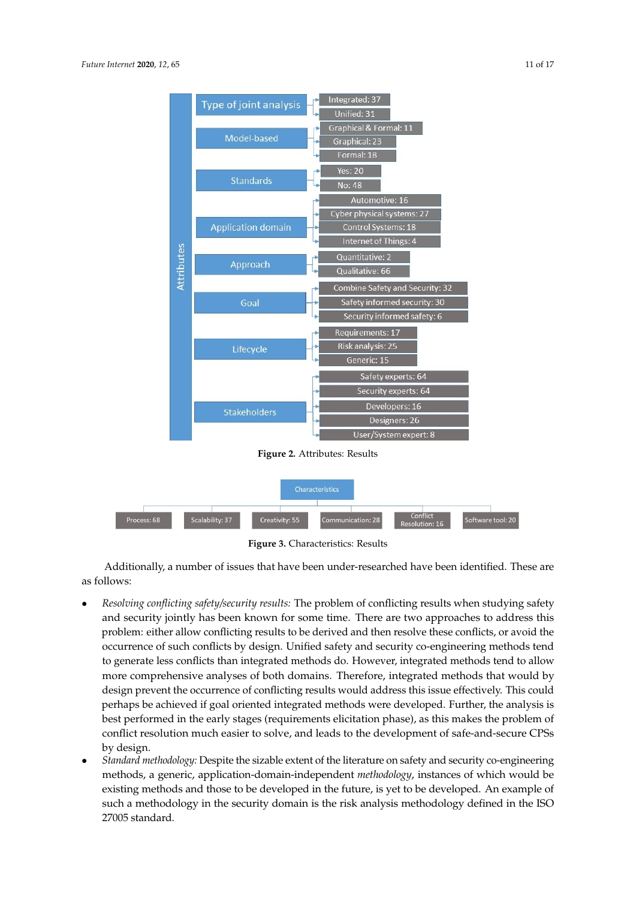Figure 2. Attributes: Results

Figure 3. Characteristics: Results

Additionally, a number of issues that have been under-researched have been identified. These are as follows:

- *Resolving conflicting safety/security results:* The problem of conflicting results when studying safety and security jointly has been known for some time. There are two approaches to address this problem: either allow conflicting results to be derived and then resolve these conflicts, or avoid the occurrence of such conflicts by design. Unified safety and security co-engineering methods tend to generate less conflicts than integrated methods do. However, integrated methods tend to allow more comprehensive analyses of both domains. Therefore, integrated methods that would by design prevent the occurrence of conflicting results would address this issue effectively. This could perhaps be achieved if goal oriented integrated methods were developed. Further, the analysis is best performed in the early stages (requirements elicitation phase), as this makes the problem of conflict resolution much easier to solve, and leads to the development of safe-and-secure CPSs by design.
- *Standard methodology:* Despite the sizable extent of the literature on safety and security co-engineering methods, a generic, application-domain-independent *methodology*, instances of which would be existing methods and those to be developed in the future, is yet to be developed. An example of such a methodology in the security domain is the risk analysis methodology defined in the ISO 27005 standard.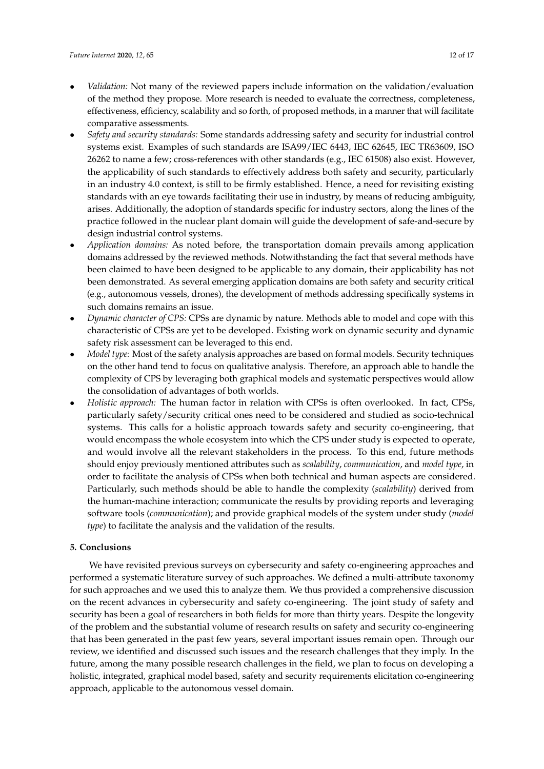- *Validation:* Not many of the reviewed papers include information on the validation/evaluation of the method they propose. More research is needed to evaluate the correctness, completeness, effectiveness, efficiency, scalability and so forth, of proposed methods, in a manner that will facilitate comparative assessments.
- *Safety and security standards:* Some standards addressing safety and security for industrial control systems exist. Examples of such standards are ISA99/IEC 6443, IEC 62645, IEC TR63609, ISO 26262 to name a few; cross-references with other standards (e.g., IEC 61508) also exist. However, the applicability of such standards to effectively address both safety and security, particularly in an industry 4.0 context, is still to be firmly established. Hence, a need for revisiting existing standards with an eye towards facilitating their use in industry, by means of reducing ambiguity, arises. Additionally, the adoption of standards specific for industry sectors, along the lines of the practice followed in the nuclear plant domain will guide the development of safe-and-secure by design industrial control systems.
- *Application domains:* As noted before, the transportation domain prevails among application domains addressed by the reviewed methods. Notwithstanding the fact that several methods have been claimed to have been designed to be applicable to any domain, their applicability has not been demonstrated. As several emerging application domains are both safety and security critical (e.g., autonomous vessels, drones), the development of methods addressing specifically systems in such domains remains an issue.
- *Dynamic character of CPS:* CPSs are dynamic by nature. Methods able to model and cope with this characteristic of CPSs are yet to be developed. Existing work on dynamic security and dynamic safety risk assessment can be leveraged to this end.
- *Model type:* Most of the safety analysis approaches are based on formal models. Security techniques on the other hand tend to focus on qualitative analysis. Therefore, an approach able to handle the complexity of CPS by leveraging both graphical models and systematic perspectives would allow the consolidation of advantages of both worlds.
- *Holistic approach:* The human factor in relation with CPSs is often overlooked. In fact, CPSs, particularly safety/security critical ones need to be considered and studied as socio-technical systems. This calls for a holistic approach towards safety and security co-engineering, that would encompass the whole ecosystem into which the CPS under study is expected to operate, and would involve all the relevant stakeholders in the process. To this end, future methods should enjoy previously mentioned attributes such as *scalability*, *communication*, and *model type*, in order to facilitate the analysis of CPSs when both technical and human aspects are considered. Particularly, such methods should be able to handle the complexity (*scalability*) derived from the human-machine interaction; communicate the results by providing reports and leveraging software tools (*communication*); and provide graphical models of the system under study (*model type*) to facilitate the analysis and the validation of the results.

## 5. Conclusions

We have revisited previous surveys on cybersecurity and safety co-engineering approaches and performed a systematic literature survey of such approaches. We defined a multi-attribute taxonomy for such approaches and we used this to analyze them. We thus provided a comprehensive discussion on the recent advances in cybersecurity and safety co-engineering. The joint study of safety and security has been a goal of researchers in both fields for more than thirty years. Despite the longevity of the problem and the substantial volume of research results on safety and security co-engineering that has been generated in the past few years, several important issues remain open. Through our review, we identified and discussed such issues and the research challenges that they imply. In the future, among the many possible research challenges in the field, we plan to focus on developing a holistic, integrated, graphical model based, safety and security requirements elicitation co-engineering approach, applicable to the autonomous vessel domain.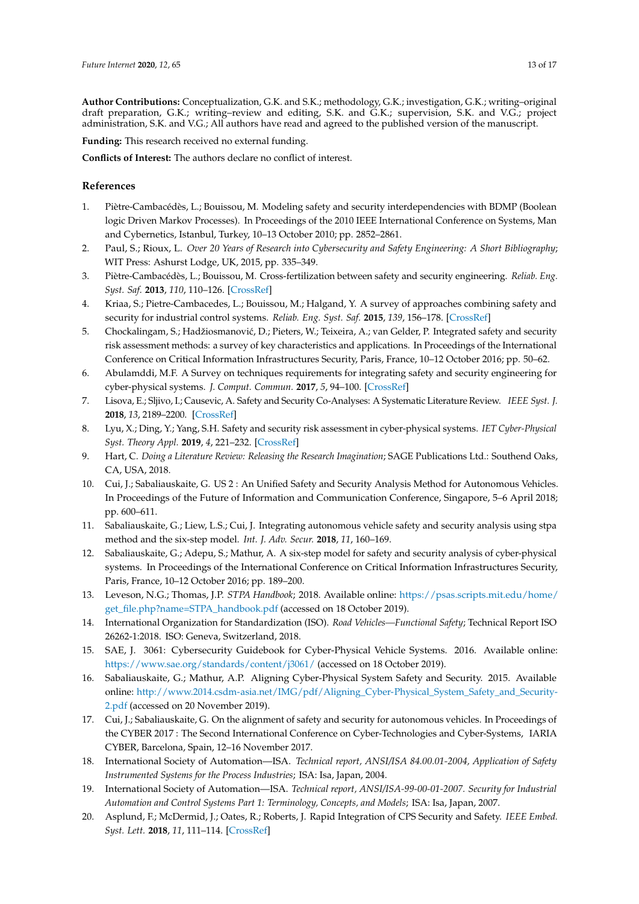**Author Contributions:** Conceptualization, G.K. and S.K.; methodology, G.K.; investigation, G.K.; writing–original draft preparation, G.K.; writing–review and editing, S.K. and G.K.; supervision, S.K. and V.G.; project administration, S.K. and V.G.; All authors have read and agreed to the published version of the manuscript.

**Funding:** This research received no external funding.

**Conflicts of Interest:** The authors declare no conflict of interest.

## References

1. Piètre-Cambacédès, L.; Bouissou, M. Modeling safety and security interdependencies with BDMP (Boolean logic Driven Markov Processes). In Proceedings of the 2010 IEEE International Conference on Systems, Man and Cybernetics, Istanbul, Turkey, 10–13 October 2010; pp. 2852–2861.
2. Paul, S.; Rioux, L. *Over 20 Years of Research into Cybersecurity and Safety Engineering: A Short Bibliography*; WIT Press: Ashurst Lodge, UK, 2015, pp. 335–349.
3. Piètre-Cambacédès, L.; Bouissou, M. Cross-fertilization between safety and security engineering. *Reliab. Eng. Syst. Saf.* **2013**, *110*, 110–126. [CrossRef]
4. Kriaa, S.; Pietre-Cambacedes, L.; Bouissou, M.; Halgand, Y. A survey of approaches combining safety and security for industrial control systems. *Reliab. Eng. Syst. Saf.* **2015**, *139*, 156–178. [CrossRef]
5. Chockalingam, S.; Hadžiosmanović, D.; Pieters, W.; Teixeira, A.; van Gelder, P. Integrated safety and security risk assessment methods: a survey of key characteristics and applications. In Proceedings of the International Conference on Critical Information Infrastructures Security, Paris, France, 10–12 October 2016; pp. 50–62.
6. Abulamddi, M.F. A Survey on techniques requirements for integrating safety and security engineering for cyber-physical systems. *J. Comput. Commun.* **2017**, *5*, 94–100. [CrossRef]
7. Lisova, E.; Sljivo, I.; Causevic, A. Safety and Security Co-Analyses: A Systematic Literature Review. *IEEE Syst. J.* **2018**, *13*, 2189–2200. [CrossRef]
8. Lyu, X.; Ding, Y.; Yang, S.H. Safety and security risk assessment in cyber-physical systems. *IET Cyber-Physical Syst. Theory Appl.* **2019**, *4*, 221–232. [CrossRef]
9. Hart, C. *Doing a Literature Review: Releasing the Research Imagination*; SAGE Publications Ltd.: Southend Oaks, CA, USA, 2018.
10. Cui, J.; Sabaliauskaite, G. US 2 : An Unified Safety and Security Analysis Method for Autonomous Vehicles. In Proceedings of the Future of Information and Communication Conference, Singapore, 5–6 April 2018; pp. 600–611.
11. Sabaliauskaite, G.; Liew, L.S.; Cui, J. Integrating autonomous vehicle safety and security analysis using stpa method and the six-step model. *Int. J. Adv. Secur.* **2018**, *11*, 160–169.
12. Sabaliauskaite, G.; Adepu, S.; Mathur, A. A six-step model for safety and security analysis of cyber-physical systems. In Proceedings of the International Conference on Critical Information Infrastructures Security, Paris, France, 10–12 October 2016; pp. 189–200.
13. Leveson, N.G.; Thomas, J.P. *STPA Handbook*; 2018. Available online: https://psas.scripts.mit.edu/home/get_file.php?name=STPA_handbook.pdf (accessed on 18 October 2019).
14. International Organization for Standardization (ISO). *Road Vehicles—Functional Safety*; Technical Report ISO 26262-1:2018. ISO: Geneva, Switzerland, 2018.
15. SAE, J. 3061: Cybersecurity Guidebook for Cyber-Physical Vehicle Systems. 2016. Available online: https://www.sae.org/standards/content/j3061/ (accessed on 18 October 2019).
16. Sabaliauskaite, G.; Mathur, A.P. Aligning Cyber-Physical System Safety and Security. 2015. Available online: http://www.2014.csdm-asia.net/IMG/pdf/Aligning_Cyber-Physical_System_Safety_and_Security-2.pdf (accessed on 20 November 2019).
17. Cui, J.; Sabaliauskaite, G. On the alignment of safety and security for autonomous vehicles. In Proceedings of the CYBER 2017 : The Second International Conference on Cyber-Technologies and Cyber-Systems, IARIA CYBER, Barcelona, Spain, 12–16 November 2017.
18. International Society of Automation—ISA. *Technical report, ANSI/ISA 84.00.01-2004, Application of Safety Instrumented Systems for the Process Industries*; ISA: Isa, Japan, 2004.
19. International Society of Automation—ISA. *Technical report, ANSI/ISA-99-00-01-2007. Security for Industrial Automation and Control Systems Part 1: Terminology, Concepts, and Models*; ISA: Isa, Japan, 2007.
20. Asplund, F.; McDermid, J.; Oates, R.; Roberts, J. Rapid Integration of CPS Security and Safety. *IEEE Embed. Syst. Lett.* **2018**, *11*, 111–114. [CrossRef]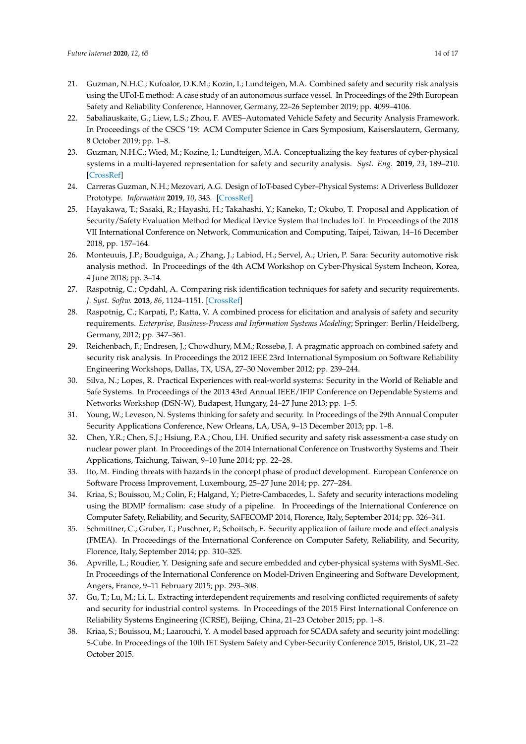21. Guzman, N.H.C.; Kufoalor, D.K.M.; Kozin, I.; Lundteigen, M.A. Combined safety and security risk analysis using the UFoI-E method: A case study of an autonomous surface vessel. In Proceedings of the 29th European Safety and Reliability Conference, Hannover, Germany, 22–26 September 2019; pp. 4099–4106.
22. Sabaliauskaite, G.; Liew, L.S.; Zhou, F. AVES–Automated Vehicle Safety and Security Analysis Framework. In Proceedings of the CSCS '19: ACM Computer Science in Cars Symposium, Kaiserslautern, Germany, 8 October 2019; pp. 1–8.
23. Guzman, N.H.C.; Wied, M.; Kozine, I.; Lundteigen, M.A. Conceptualizing the key features of cyber-physical systems in a multi-layered representation for safety and security analysis. *Syst. Eng.* **2019**, *23*, 189–210. [CrossRef]
24. Carreras Guzman, N.H.; Mezovari, A.G. Design of IoT-based Cyber–Physical Systems: A Driverless Bulldozer Prototype. *Information* **2019**, *10*, 343. [CrossRef]
25. Hayakawa, T.; Sasaki, R.; Hayashi, H.; Takahashi, Y.; Kaneko, T.; Okubo, T. Proposal and Application of Security/Safety Evaluation Method for Medical Device System that Includes IoT. In Proceedings of the 2018 VII International Conference on Network, Communication and Computing, Taipei, Taiwan, 14–16 December 2018, pp. 157–164.
26. Monteuuis, J.P.; Boudguiga, A.; Zhang, J.; Labiod, H.; Servel, A.; Urien, P. Sara: Security automotive risk analysis method. In Proceedings of the 4th ACM Workshop on Cyber-Physical System Incheon, Korea, 4 June 2018; pp. 3–14.
27. Raspotnig, C.; Opdahl, A. Comparing risk identification techniques for safety and security requirements. *J. Syst. Softw.* **2013**, *86*, 1124–1151. [CrossRef]
28. Raspotnig, C.; Karpati, P.; Katta, V. A combined process for elicitation and analysis of safety and security requirements. *Enterprise, Business-Process and Information Systems Modeling*; Springer: Berlin/Heidelberg, Germany, 2012; pp. 347–361.
29. Reichenbach, F.; Endresen, J.; Chowdhury, M.M.; Rossebø, J. A pragmatic approach on combined safety and security risk analysis. In Proceedings the 2012 IEEE 23rd International Symposium on Software Reliability Engineering Workshops, Dallas, TX, USA, 27–30 November 2012; pp. 239–244.
30. Silva, N.; Lopes, R. Practical Experiences with real-world systems: Security in the World of Reliable and Safe Systems. In Proceedings of the 2013 43rd Annual IEEE/IFIP Conference on Dependable Systems and Networks Workshop (DSN-W), Budapest, Hungary, 24–27 June 2013; pp. 1–5.
31. Young, W.; Leveson, N. Systems thinking for safety and security. In Proceedings of the 29th Annual Computer Security Applications Conference, New Orleans, LA, USA, 9–13 December 2013; pp. 1–8.
32. Chen, Y.R.; Chen, S.J.; Hsiung, P.A.; Chou, I.H. Unified security and safety risk assessment-a case study on nuclear power plant. In Proceedings of the 2014 International Conference on Trustworthy Systems and Their Applications, Taichung, Taiwan, 9–10 June 2014; pp. 22–28.
33. Ito, M. Finding threats with hazards in the concept phase of product development. European Conference on Software Process Improvement, Luxembourg, 25–27 June 2014; pp. 277–284.
34. Kriaa, S.; Bouissou, M.; Colin, F.; Halgand, Y.; Pietre-Cambacedes, L. Safety and security interactions modeling using the BDMP formalism: case study of a pipeline. In Proceedings of the International Conference on Computer Safety, Reliability, and Security, SAFECOMP 2014, Florence, Italy, September 2014; pp. 326–341.
35. Schmittner, C.; Gruber, T.; Puschner, P.; Schoitsch, E. Security application of failure mode and effect analysis (FMEA). In Proceedings of the International Conference on Computer Safety, Reliability, and Security, Florence, Italy, September 2014; pp. 310–325.
36. Apvrille, L.; Roudier, Y. Designing safe and secure embedded and cyber-physical systems with SysML-Sec. In Proceedings of the International Conference on Model-Driven Engineering and Software Development, Angers, France, 9–11 February 2015; pp. 293–308.
37. Gu, T.; Lu, M.; Li, L. Extracting interdependent requirements and resolving conflicted requirements of safety and security for industrial control systems. In Proceedings of the 2015 First International Conference on Reliability Systems Engineering (ICRSE), Beijing, China, 21–23 October 2015; pp. 1–8.
38. Kriaa, S.; Bouissou, M.; Laarouchi, Y. A model based approach for SCADA safety and security joint modelling: S-Cube. In Proceedings of the 10th IET System Safety and Cyber-Security Conference 2015, Bristol, UK, 21–22 October 2015.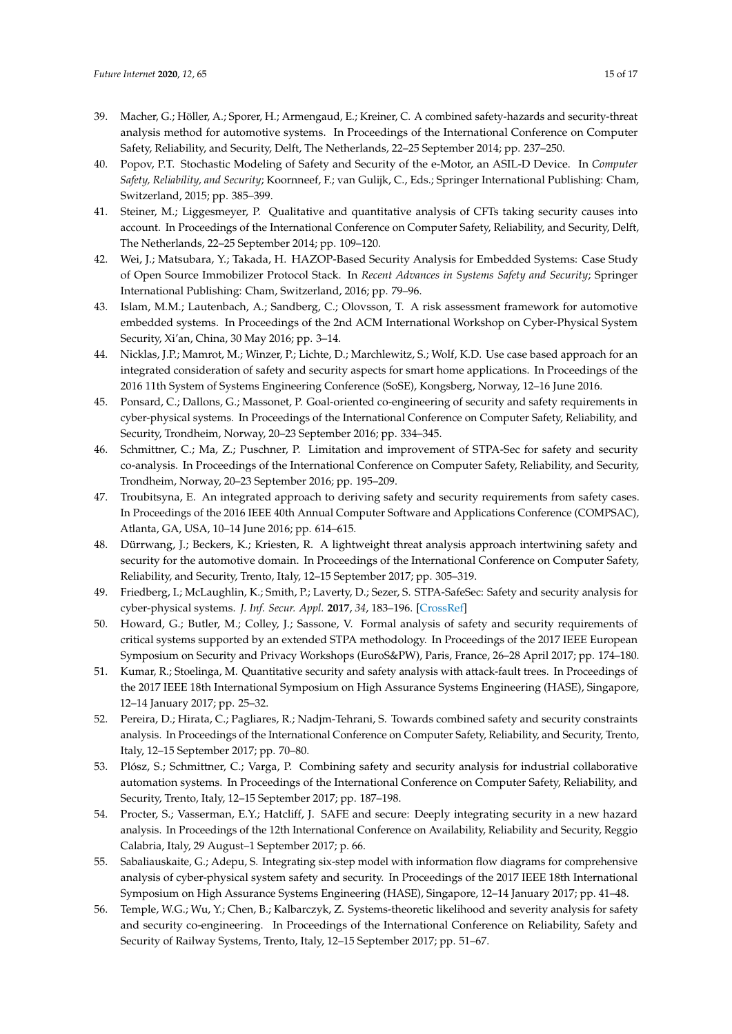39. Macher, G.; Höller, A.; Sporer, H.; Armengaud, E.; Kreiner, C. A combined safety-hazards and security-threat analysis method for automotive systems. In Proceedings of the International Conference on Computer Safety, Reliability, and Security, Delft, The Netherlands, 22–25 September 2014; pp. 237–250.
40. Popov, P.T. Stochastic Modeling of Safety and Security of the e-Motor, an ASIL-D Device. In *Computer Safety, Reliability, and Security*; Koornneef, F.; van Gulijk, C., Eds.; Springer International Publishing: Cham, Switzerland, 2015; pp. 385–399.
41. Steiner, M.; Liggesmeyer, P. Qualitative and quantitative analysis of CFTs taking security causes into account. In Proceedings of the International Conference on Computer Safety, Reliability, and Security, Delft, The Netherlands, 22–25 September 2014; pp. 109–120.
42. Wei, J.; Matsubara, Y.; Takada, H. HAZOP-Based Security Analysis for Embedded Systems: Case Study of Open Source Immobilizer Protocol Stack. In *Recent Advances in Systems Safety and Security*; Springer International Publishing: Cham, Switzerland, 2016; pp. 79–96.
43. Islam, M.M.; Lautenbach, A.; Sandberg, C.; Olovsson, T. A risk assessment framework for automotive embedded systems. In Proceedings of the 2nd ACM International Workshop on Cyber-Physical System Security, Xi'an, China, 30 May 2016; pp. 3–14.
44. Nicklas, J.P.; Mamrot, M.; Winzer, P.; Lichte, D.; Marchlewitz, S.; Wolf, K.D. Use case based approach for an integrated consideration of safety and security aspects for smart home applications. In Proceedings of the 2016 11th System of Systems Engineering Conference (SoSE), Kongsberg, Norway, 12–16 June 2016.
45. Ponsard, C.; Dallons, G.; Massonet, P. Goal-oriented co-engineering of security and safety requirements in cyber-physical systems. In Proceedings of the International Conference on Computer Safety, Reliability, and Security, Trondheim, Norway, 20–23 September 2016; pp. 334–345.
46. Schmittner, C.; Ma, Z.; Puschner, P. Limitation and improvement of STPA-Sec for safety and security co-analysis. In Proceedings of the International Conference on Computer Safety, Reliability, and Security, Trondheim, Norway, 20–23 September 2016; pp. 195–209.
47. Troubitsyna, E. An integrated approach to deriving safety and security requirements from safety cases. In Proceedings of the 2016 IEEE 40th Annual Computer Software and Applications Conference (COMPSAC), Atlanta, GA, USA, 10–14 June 2016; pp. 614–615.
48. Dürrwang, J.; Beckers, K.; Kriesten, R. A lightweight threat analysis approach intertwining safety and security for the automotive domain. In Proceedings of the International Conference on Computer Safety, Reliability, and Security, Trento, Italy, 12–15 September 2017; pp. 305–319.
49. Friedberg, I.; McLaughlin, K.; Smith, P.; Laverty, D.; Sezer, S. STPA-SafeSec: Safety and security analysis for cyber-physical systems. *J. Inf. Secur. Appl.* **2017**, *34*, 183–196. [CrossRef]
50. Howard, G.; Butler, M.; Colley, J.; Sassone, V. Formal analysis of safety and security requirements of critical systems supported by an extended STPA methodology. In Proceedings of the 2017 IEEE European Symposium on Security and Privacy Workshops (EuroS&PW), Paris, France, 26–28 April 2017; pp. 174–180.
51. Kumar, R.; Stoelinga, M. Quantitative security and safety analysis with attack-fault trees. In Proceedings of the 2017 IEEE 18th International Symposium on High Assurance Systems Engineering (HASE), Singapore, 12–14 January 2017; pp. 25–32.
52. Pereira, D.; Hirata, C.; Pagliares, R.; Nadjm-Tehrani, S. Towards combined safety and security constraints analysis. In Proceedings of the International Conference on Computer Safety, Reliability, and Security, Trento, Italy, 12–15 September 2017; pp. 70–80.
53. Plósz, S.; Schmittner, C.; Varga, P. Combining safety and security analysis for industrial collaborative automation systems. In Proceedings of the International Conference on Computer Safety, Reliability, and Security, Trento, Italy, 12–15 September 2017; pp. 187–198.
54. Procter, S.; Vasserman, E.Y.; Hatcliff, J. SAFE and secure: Deeply integrating security in a new hazard analysis. In Proceedings of the 12th International Conference on Availability, Reliability and Security, Reggio Calabria, Italy, 29 August–1 September 2017; p. 66.
55. Sabaliauskaite, G.; Adepu, S. Integrating six-step model with information flow diagrams for comprehensive analysis of cyber-physical system safety and security. In Proceedings of the 2017 IEEE 18th International Symposium on High Assurance Systems Engineering (HASE), Singapore, 12–14 January 2017; pp. 41–48.
56. Temple, W.G.; Wu, Y.; Chen, B.; Kalbarczyk, Z. Systems-theoretic likelihood and severity analysis for safety and security co-engineering. In Proceedings of the International Conference on Reliability, Safety and Security of Railway Systems, Trento, Italy, 12–15 September 2017; pp. 51–67.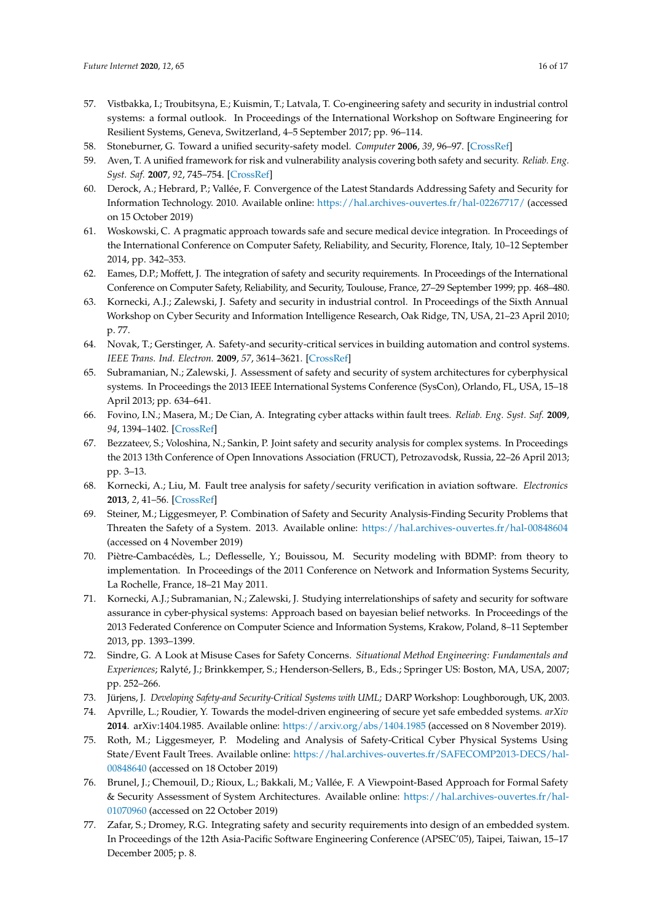57. Vistbakka, I.; Troubitsyna, E.; Kuismin, T.; Latvala, T. Co-engineering safety and security in industrial control systems: a formal outlook. In Proceedings of the International Workshop on Software Engineering for Resilient Systems, Geneva, Switzerland, 4–5 September 2017; pp. 96–114.
58. Stoneburner, G. Toward a unified security-safety model. *Computer* **2006**, *39*, 96–97. [CrossRef]
59. Aven, T. A unified framework for risk and vulnerability analysis covering both safety and security. *Reliab. Eng. Syst. Saf.* **2007**, *92*, 745–754. [CrossRef]
60. Derock, A.; Hebrard, P.; Vallée, F. Convergence of the Latest Standards Addressing Safety and Security for Information Technology. 2010. Available online: https://hal.archives-ouvertes.fr/hal-02267717/ (accessed on 15 October 2019)
61. Woskowski, C. A pragmatic approach towards safe and secure medical device integration. In Proceedings of the International Conference on Computer Safety, Reliability, and Security, Florence, Italy, 10–12 September 2014, pp. 342–353.
62. Eames, D.P.; Moffett, J. The integration of safety and security requirements. In Proceedings of the International Conference on Computer Safety, Reliability, and Security, Toulouse, France, 27–29 September 1999; pp. 468–480.
63. Kornecki, A.J.; Zalewski, J. Safety and security in industrial control. In Proceedings of the Sixth Annual Workshop on Cyber Security and Information Intelligence Research, Oak Ridge, TN, USA, 21–23 April 2010; p. 77.
64. Novak, T.; Gerstinger, A. Safety-and security-critical services in building automation and control systems. *IEEE Trans. Ind. Electron.* **2009**, *57*, 3614–3621. [CrossRef]
65. Subramanian, N.; Zalewski, J. Assessment of safety and security of system architectures for cyberphysical systems. In Proceedings the 2013 IEEE International Systems Conference (SysCon), Orlando, FL, USA, 15–18 April 2013; pp. 634–641.
66. Fovino, I.N.; Masera, M.; De Cian, A. Integrating cyber attacks within fault trees. *Reliab. Eng. Syst. Saf.* **2009**, *94*, 1394–1402. [CrossRef]
67. Bezzateev, S.; Voloshina, N.; Sankin, P. Joint safety and security analysis for complex systems. In Proceedings the 2013 13th Conference of Open Innovations Association (FRUCT), Petrozavodsk, Russia, 22–26 April 2013; pp. 3–13.
68. Kornecki, A.; Liu, M. Fault tree analysis for safety/security verification in aviation software. *Electronics* **2013**, *2*, 41–56. [CrossRef]
69. Steiner, M.; Liggesmeyer, P. Combination of Safety and Security Analysis-Finding Security Problems that Threaten the Safety of a System. 2013. Available online: https://hal.archives-ouvertes.fr/hal-00848604 (accessed on 4 November 2019)
70. Piètre-Cambacédès, L.; Deflesselle, Y.; Bouissou, M. Security modeling with BDMP: from theory to implementation. In Proceedings of the 2011 Conference on Network and Information Systems Security, La Rochelle, France, 18–21 May 2011.
71. Kornecki, A.J.; Subramanian, N.; Zalewski, J. Studying interrelationships of safety and security for software assurance in cyber-physical systems: Approach based on bayesian belief networks. In Proceedings of the 2013 Federated Conference on Computer Science and Information Systems, Krakow, Poland, 8–11 September 2013, pp. 1393–1399.
72. Sindre, G. A Look at Misuse Cases for Safety Concerns. *Situational Method Engineering: Fundamentals and Experiences*; Ralyté, J.; Brinkkemper, S.; Henderson-Sellers, B., Eds.; Springer US: Boston, MA, USA, 2007; pp. 252–266.
73. Jürjens, J. *Developing Safety-and Security-Critical Systems with UML*; DARP Workshop: Loughborough, UK, 2003.
74. Apvrille, L.; Roudier, Y. Towards the model-driven engineering of secure yet safe embedded systems. *arXiv* **2014**. arXiv:1404.1985. Available online: https://arxiv.org/abs/1404.1985 (accessed on 8 November 2019).
75. Roth, M.; Liggesmeyer, P. Modeling and Analysis of Safety-Critical Cyber Physical Systems Using State/Event Fault Trees. Available online: https://hal.archives-ouvertes.fr/SAFECOMP2013-DECS/hal-00848640 (accessed on 18 October 2019)
76. Brunel, J.; Chemouil, D.; Rioux, L.; Bakkali, M.; Vallée, F. A Viewpoint-Based Approach for Formal Safety & Security Assessment of System Architectures. Available online: https://hal.archives-ouvertes.fr/hal-01070960 (accessed on 22 October 2019)
77. Zafar, S.; Dromey, R.G. Integrating safety and security requirements into design of an embedded system. In Proceedings of the 12th Asia-Pacific Software Engineering Conference (APSEC'05), Taipei, Taiwan, 15–17 December 2005; p. 8.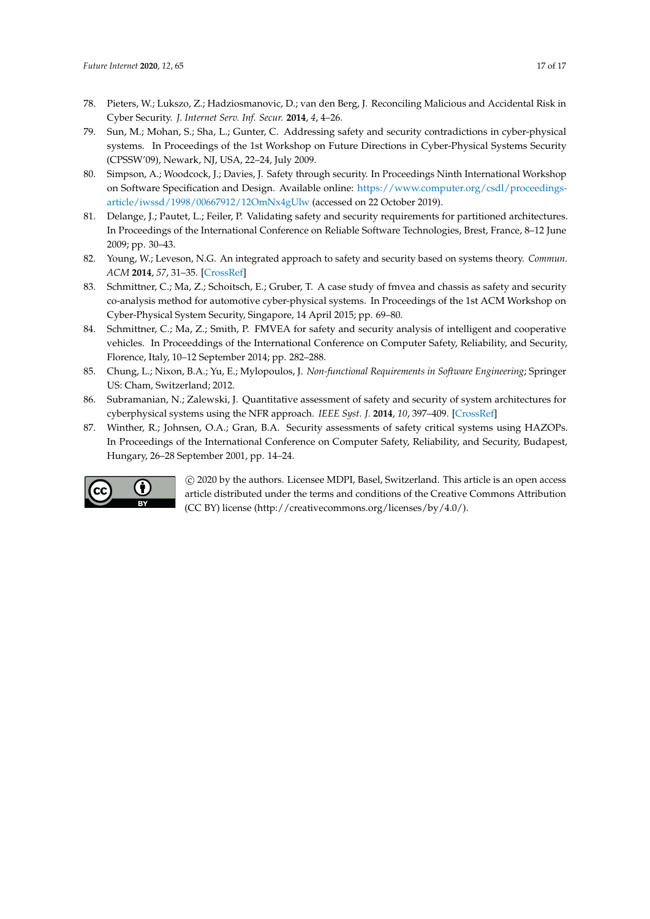78. Pieters, W.; Lukszo, Z.; Hadziosmanovic, D.; van den Berg, J. Reconciling Malicious and Accidental Risk in Cyber Security. *J. Internet Serv. Inf. Secur.* **2014**, *4*, 4–26.
79. Sun, M.; Mohan, S.; Sha, L.; Gunter, C. Addressing safety and security contradictions in cyber-physical systems. In Proceedings of the 1st Workshop on Future Directions in Cyber-Physical Systems Security (CPSSW'09), Newark, NJ, USA, 22–24, July 2009.
80. Simpson, A.; Woodcock, J.; Davies, J. Safety through security. In Proceedings Ninth International Workshop on Software Specification and Design. Available online: https://www.computer.org/csdl/proceedings-article/iwssd/1998/00667912/12OmNx4gUlw (accessed on 22 October 2019).
81. Delange, J.; Pautet, L.; Feiler, P. Validating safety and security requirements for partitioned architectures. In Proceedings of the International Conference on Reliable Software Technologies, Brest, France, 8–12 June 2009; pp. 30–43.
82. Young, W.; Leveson, N.G. An integrated approach to safety and security based on systems theory. *Commun. ACM* **2014**, *57*, 31–35. [CrossRef]
83. Schmittner, C.; Ma, Z.; Schoitsch, E.; Gruber, T. A case study of fmvea and chassis as safety and security co-analysis method for automotive cyber-physical systems. In Proceedings of the 1st ACM Workshop on Cyber-Physical System Security, Singapore, 14 April 2015; pp. 69–80.
84. Schmittner, C.; Ma, Z.; Smith, P. FMVEA for safety and security analysis of intelligent and cooperative vehicles. In Proceeddings of the International Conference on Computer Safety, Reliability, and Security, Florence, Italy, 10–12 September 2014; pp. 282–288.
85. Chung, L.; Nixon, B.A.; Yu, E.; Mylopoulos, J. *Non-functional Requirements in Software Engineering*; Springer US: Cham, Switzerland; 2012.
86. Subramanian, N.; Zalewski, J. Quantitative assessment of safety and security of system architectures for cyberphysical systems using the NFR approach. *IEEE Syst. J.* **2014**, *10*, 397–409. [CrossRef]
87. Winther, R.; Johnsen, O.A.; Gran, B.A. Security assessments of safety critical systems using HAZOPs. In Proceedings of the International Conference on Computer Safety, Reliability, and Security, Budapest, Hungary, 26–28 September 2001, pp. 14–24.

© 2020 by the authors. Licensee MDPI, Basel, Switzerland. This article is an open access article distributed under the terms and conditions of the Creative Commons Attribution (CC BY) license (http://creativecommons.org/licenses/by/4.0/).